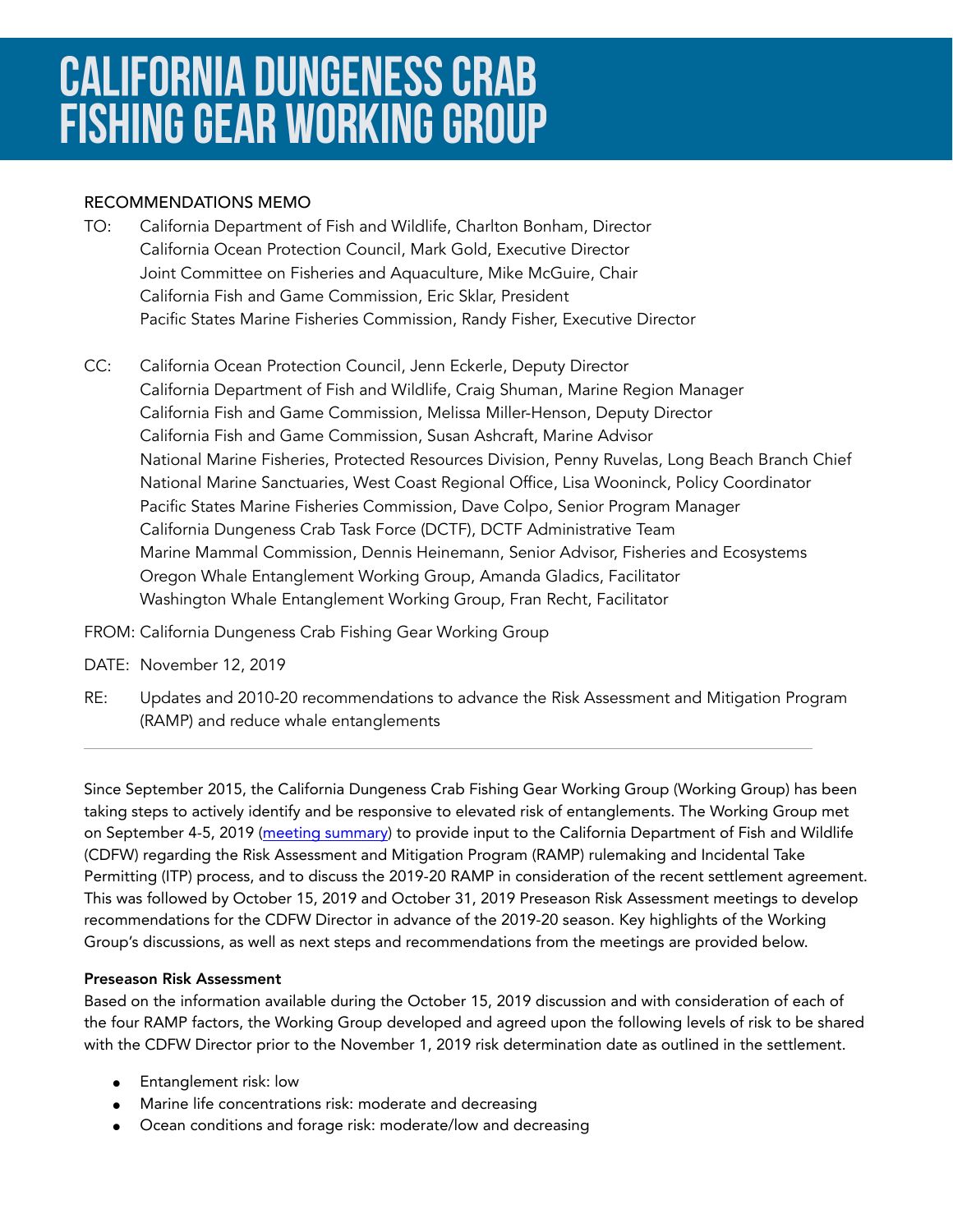# CALIFORNIA DUNGENESS CRAB FISHING GEAR WORKING GROUP

RECOMMENDATIONS MEMO

TO: California Department of Fish and Wildlife, Charlton Bonham, Director
California Ocean Protection Council, Mark Gold, Executive Director
Joint Committee on Fisheries and Aquaculture, Mike McGuire, Chair
California Fish and Game Commission, Eric Sklar, President
Pacific States Marine Fisheries Commission, Randy Fisher, Executive Director

CC: California Ocean Protection Council, Jenn Eckerle, Deputy Director
California Department of Fish and Wildlife, Craig Shuman, Marine Region Manager
California Fish and Game Commission, Melissa Miller-Henson, Deputy Director
California Fish and Game Commission, Susan Ashcraft, Marine Advisor
National Marine Fisheries, Protected Resources Division, Penny Ruvelas, Long Beach Branch Chief
National Marine Sanctuaries, West Coast Regional Office, Lisa Wooninck, Policy Coordinator
Pacific States Marine Fisheries Commission, Dave Colpo, Senior Program Manager
California Dungeness Crab Task Force (DCTF), DCTF Administrative Team
Marine Mammal Commission, Dennis Heinemann, Senior Advisor, Fisheries and Ecosystems
Oregon Whale Entanglement Working Group, Amanda Gladics, Facilitator
Washington Whale Entanglement Working Group, Fran Recht, Facilitator

FROM: California Dungeness Crab Fishing Gear Working Group

DATE: November 12, 2019

RE: Updates and 2010-20 recommendations to advance the Risk Assessment and Mitigation Program (RAMP) and reduce whale entanglements

---

Since September 2015, the California Dungeness Crab Fishing Gear Working Group (Working Group) has been taking steps to actively identify and be responsive to elevated risk of entanglements. The Working Group met on September 4-5, 2019 (meeting summary) to provide input to the California Department of Fish and Wildlife (CDFW) regarding the Risk Assessment and Mitigation Program (RAMP) rulemaking and Incidental Take Permitting (ITP) process, and to discuss the 2019-20 RAMP in consideration of the recent settlement agreement. This was followed by October 15, 2019 and October 31, 2019 Preseason Risk Assessment meetings to develop recommendations for the CDFW Director in advance of the 2019-20 season. Key highlights of the Working Group's discussions, as well as next steps and recommendations from the meetings are provided below.

**Preseason Risk Assessment**

Based on the information available during the October 15, 2019 discussion and with consideration of each of the four RAMP factors, the Working Group developed and agreed upon the following levels of risk to be shared with the CDFW Director prior to the November 1, 2019 risk determination date as outlined in the settlement.

- Entanglement risk: low
- Marine life concentrations risk: moderate and decreasing
- Ocean conditions and forage risk: moderate/low and decreasing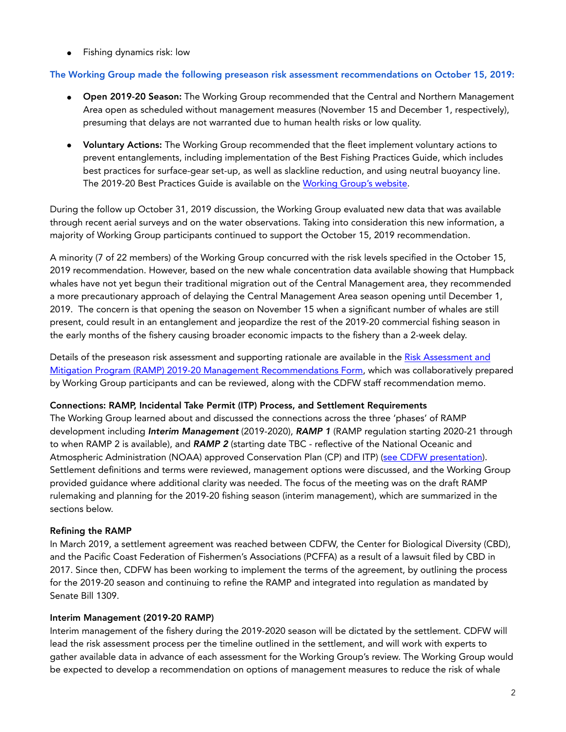- Fishing dynamics risk: low

**The Working Group made the following preseason risk assessment recommendations on October 15, 2019:**

- **Open 2019-20 Season:** The Working Group recommended that the Central and Northern Management Area open as scheduled without management measures (November 15 and December 1, respectively), presuming that delays are not warranted due to human health risks or low quality.

- **Voluntary Actions:** The Working Group recommended that the fleet implement voluntary actions to prevent entanglements, including implementation of the Best Fishing Practices Guide, which includes best practices for surface-gear set-up, as well as slackline reduction, and using neutral buoyancy line. The 2019-20 Best Practices Guide is available on the Working Group's website.

During the follow up October 31, 2019 discussion, the Working Group evaluated new data that was available through recent aerial surveys and on the water observations. Taking into consideration this new information, a majority of Working Group participants continued to support the October 15, 2019 recommendation.

A minority (7 of 22 members) of the Working Group concurred with the risk levels specified in the October 15, 2019 recommendation. However, based on the new whale concentration data available showing that Humpback whales have not yet begun their traditional migration out of the Central Management area, they recommended a more precautionary approach of delaying the Central Management Area season opening until December 1, 2019. The concern is that opening the season on November 15 when a significant number of whales are still present, could result in an entanglement and jeopardize the rest of the 2019-20 commercial fishing season in the early months of the fishery causing broader economic impacts to the fishery than a 2-week delay.

Details of the preseason risk assessment and supporting rationale are available in the Risk Assessment and Mitigation Program (RAMP) 2019-20 Management Recommendations Form, which was collaboratively prepared by Working Group participants and can be reviewed, along with the CDFW staff recommendation memo.

**Connections: RAMP, Incidental Take Permit (ITP) Process, and Settlement Requirements**

The Working Group learned about and discussed the connections across the three 'phases' of RAMP development including ***Interim Management*** (2019-2020), ***RAMP 1*** (RAMP regulation starting 2020-21 through to when RAMP 2 is available), and ***RAMP 2*** (starting date TBC - reflective of the National Oceanic and Atmospheric Administration (NOAA) approved Conservation Plan (CP) and ITP) (see CDFW presentation). Settlement definitions and terms were reviewed, management options were discussed, and the Working Group provided guidance where additional clarity was needed. The focus of the meeting was on the draft RAMP rulemaking and planning for the 2019-20 fishing season (interim management), which are summarized in the sections below.

**Refining the RAMP**

In March 2019, a settlement agreement was reached between CDFW, the Center for Biological Diversity (CBD), and the Pacific Coast Federation of Fishermen's Associations (PCFFA) as a result of a lawsuit filed by CBD in 2017. Since then, CDFW has been working to implement the terms of the agreement, by outlining the process for the 2019-20 season and continuing to refine the RAMP and integrated into regulation as mandated by Senate Bill 1309.

**Interim Management (2019-20 RAMP)**

Interim management of the fishery during the 2019-2020 season will be dictated by the settlement. CDFW will lead the risk assessment process per the timeline outlined in the settlement, and will work with experts to gather available data in advance of each assessment for the Working Group's review. The Working Group would be expected to develop a recommendation on options of management measures to reduce the risk of whale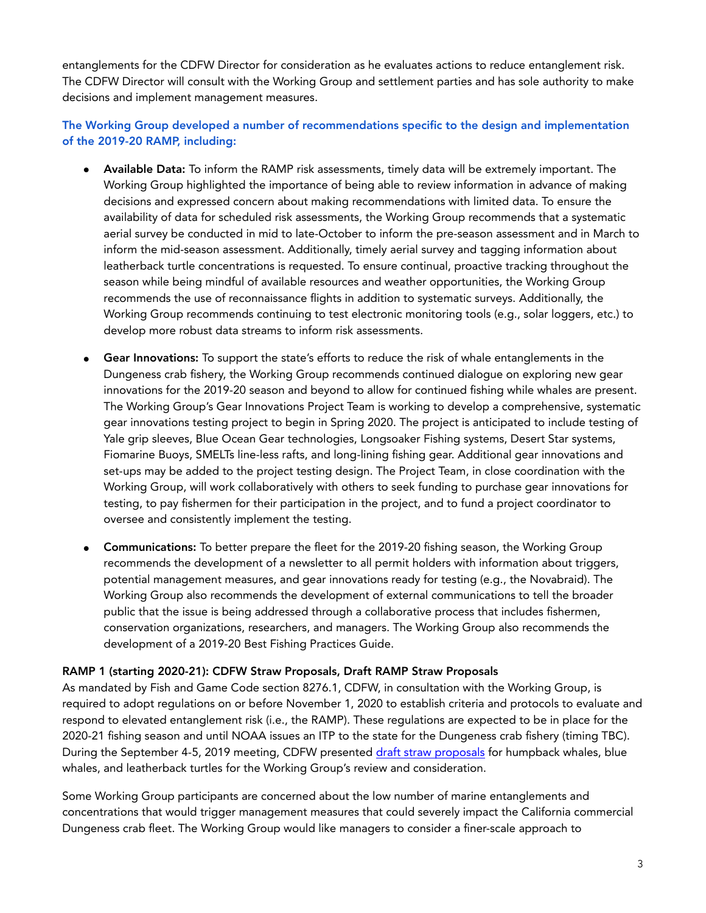entanglements for the CDFW Director for consideration as he evaluates actions to reduce entanglement risk. The CDFW Director will consult with the Working Group and settlement parties and has sole authority to make decisions and implement management measures.

**The Working Group developed a number of recommendations specific to the design and implementation of the 2019-20 RAMP, including:**

- **Available Data:** To inform the RAMP risk assessments, timely data will be extremely important. The Working Group highlighted the importance of being able to review information in advance of making decisions and expressed concern about making recommendations with limited data. To ensure the availability of data for scheduled risk assessments, the Working Group recommends that a systematic aerial survey be conducted in mid to late-October to inform the pre-season assessment and in March to inform the mid-season assessment. Additionally, timely aerial survey and tagging information about leatherback turtle concentrations is requested. To ensure continual, proactive tracking throughout the season while being mindful of available resources and weather opportunities, the Working Group recommends the use of reconnaissance flights in addition to systematic surveys. Additionally, the Working Group recommends continuing to test electronic monitoring tools (e.g., solar loggers, etc.) to develop more robust data streams to inform risk assessments.

- **Gear Innovations:** To support the state's efforts to reduce the risk of whale entanglements in the Dungeness crab fishery, the Working Group recommends continued dialogue on exploring new gear innovations for the 2019-20 season and beyond to allow for continued fishing while whales are present. The Working Group's Gear Innovations Project Team is working to develop a comprehensive, systematic gear innovations testing project to begin in Spring 2020. The project is anticipated to include testing of Yale grip sleeves, Blue Ocean Gear technologies, Longsoaker Fishing systems, Desert Star systems, Fiomarine Buoys, SMELTs line-less rafts, and long-lining fishing gear. Additional gear innovations and set-ups may be added to the project testing design. The Project Team, in close coordination with the Working Group, will work collaboratively with others to seek funding to purchase gear innovations for testing, to pay fishermen for their participation in the project, and to fund a project coordinator to oversee and consistently implement the testing.

- **Communications:** To better prepare the fleet for the 2019-20 fishing season, the Working Group recommends the development of a newsletter to all permit holders with information about triggers, potential management measures, and gear innovations ready for testing (e.g., the Novabraid). The Working Group also recommends the development of external communications to tell the broader public that the issue is being addressed through a collaborative process that includes fishermen, conservation organizations, researchers, and managers. The Working Group also recommends the development of a 2019-20 Best Fishing Practices Guide.

**RAMP 1 (starting 2020-21): CDFW Straw Proposals, Draft RAMP Straw Proposals**

As mandated by Fish and Game Code section 8276.1, CDFW, in consultation with the Working Group, is required to adopt regulations on or before November 1, 2020 to establish criteria and protocols to evaluate and respond to elevated entanglement risk (i.e., the RAMP). These regulations are expected to be in place for the 2020-21 fishing season and until NOAA issues an ITP to the state for the Dungeness crab fishery (timing TBC). During the September 4-5, 2019 meeting, CDFW presented draft straw proposals for humpback whales, blue whales, and leatherback turtles for the Working Group's review and consideration.

Some Working Group participants are concerned about the low number of marine entanglements and concentrations that would trigger management measures that could severely impact the California commercial Dungeness crab fleet. The Working Group would like managers to consider a finer-scale approach to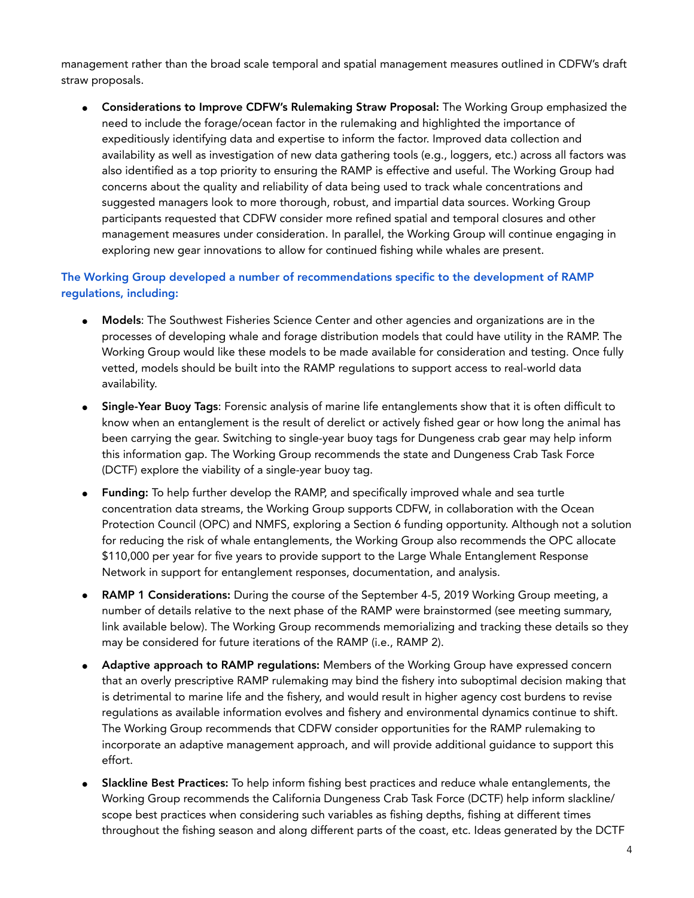management rather than the broad scale temporal and spatial management measures outlined in CDFW's draft straw proposals.

- **Considerations to Improve CDFW's Rulemaking Straw Proposal:** The Working Group emphasized the need to include the forage/ocean factor in the rulemaking and highlighted the importance of expeditiously identifying data and expertise to inform the factor. Improved data collection and availability as well as investigation of new data gathering tools (e.g., loggers, etc.) across all factors was also identified as a top priority to ensuring the RAMP is effective and useful. The Working Group had concerns about the quality and reliability of data being used to track whale concentrations and suggested managers look to more thorough, robust, and impartial data sources. Working Group participants requested that CDFW consider more refined spatial and temporal closures and other management measures under consideration. In parallel, the Working Group will continue engaging in exploring new gear innovations to allow for continued fishing while whales are present.

**The Working Group developed a number of recommendations specific to the development of RAMP regulations, including:**

- **Models**: The Southwest Fisheries Science Center and other agencies and organizations are in the processes of developing whale and forage distribution models that could have utility in the RAMP. The Working Group would like these models to be made available for consideration and testing. Once fully vetted, models should be built into the RAMP regulations to support access to real-world data availability.
- **Single-Year Buoy Tags**: Forensic analysis of marine life entanglements show that it is often difficult to know when an entanglement is the result of derelict or actively fished gear or how long the animal has been carrying the gear. Switching to single-year buoy tags for Dungeness crab gear may help inform this information gap. The Working Group recommends the state and Dungeness Crab Task Force (DCTF) explore the viability of a single-year buoy tag.
- **Funding:** To help further develop the RAMP, and specifically improved whale and sea turtle concentration data streams, the Working Group supports CDFW, in collaboration with the Ocean Protection Council (OPC) and NMFS, exploring a Section 6 funding opportunity. Although not a solution for reducing the risk of whale entanglements, the Working Group also recommends the OPC allocate $110,000 per year for five years to provide support to the Large Whale Entanglement Response Network in support for entanglement responses, documentation, and analysis.
- **RAMP 1 Considerations:** During the course of the September 4-5, 2019 Working Group meeting, a number of details relative to the next phase of the RAMP were brainstormed (see meeting summary, link available below). The Working Group recommends memorializing and tracking these details so they may be considered for future iterations of the RAMP (i.e., RAMP 2).
- **Adaptive approach to RAMP regulations:** Members of the Working Group have expressed concern that an overly prescriptive RAMP rulemaking may bind the fishery into suboptimal decision making that is detrimental to marine life and the fishery, and would result in higher agency cost burdens to revise regulations as available information evolves and fishery and environmental dynamics continue to shift. The Working Group recommends that CDFW consider opportunities for the RAMP rulemaking to incorporate an adaptive management approach, and will provide additional guidance to support this effort.
- **Slackline Best Practices:** To help inform fishing best practices and reduce whale entanglements, the Working Group recommends the California Dungeness Crab Task Force (DCTF) help inform slackline/scope best practices when considering such variables as fishing depths, fishing at different times throughout the fishing season and along different parts of the coast, etc. Ideas generated by the DCTF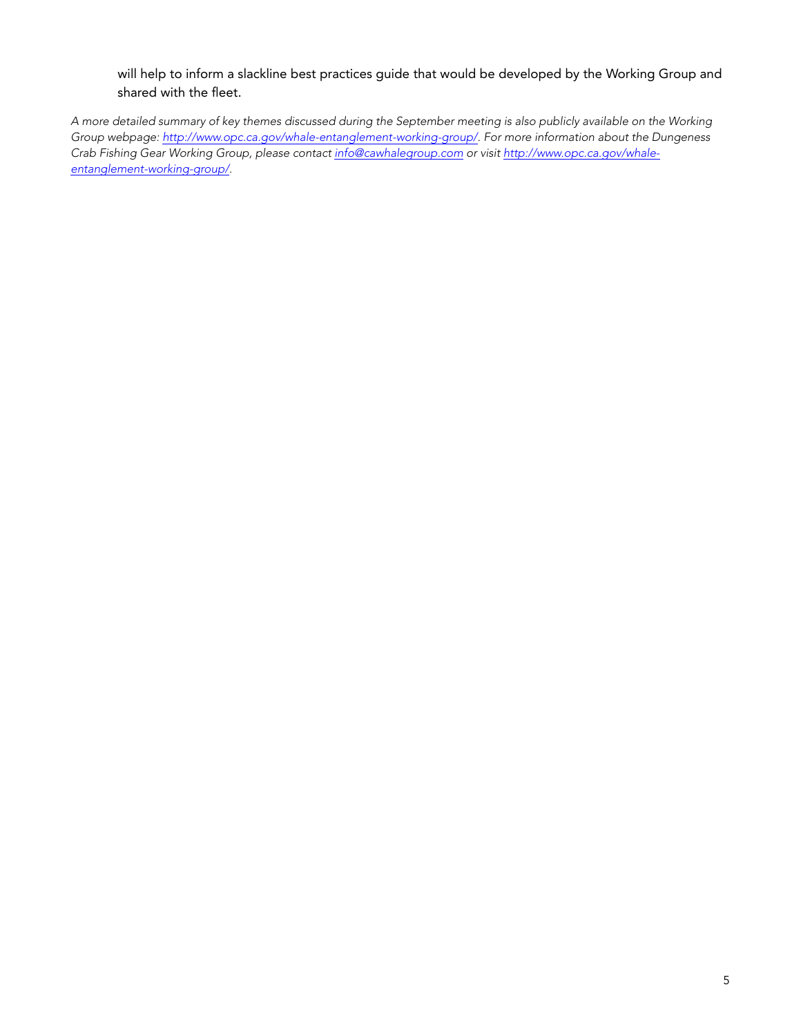will help to inform a slackline best practices guide that would be developed by the Working Group and shared with the fleet.

*A more detailed summary of key themes discussed during the September meeting is also publicly available on the Working Group webpage: [http://www.opc.ca.gov/whale-entanglement-working-group/](http://www.opc.ca.gov/whale-entanglement-working-group/). For more information about the Dungeness Crab Fishing Gear Working Group, please contact [info@cawhalegroup.com](mailto:info@cawhalegroup.com) or visit [http://www.opc.ca.gov/whale-entanglement-working-group/](http://www.opc.ca.gov/whale-entanglement-working-group/).*